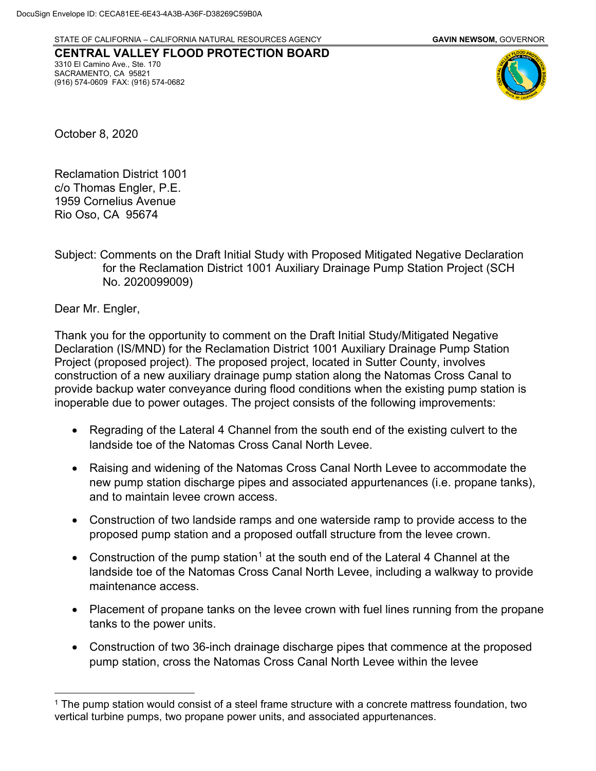DocuSign Envelope ID: CECA81EE-6E43-4A3B-A36F-D38269C59B0A

STATE OF CALIFORNIA – CALIFORNIA NATURAL RESOURCES AGENCY **GAVIN NEWSOM,** GOVERNOR

**CENTRAL VALLEY FLOOD PROTECTION BOARD**
3310 El Camino Ave., Ste. 170
SACRAMENTO, CA 95821
(916) 574-0609 FAX: (916) 574-0682

October 8, 2020

Reclamation District 1001
c/o Thomas Engler, P.E.
1959 Cornelius Avenue
Rio Oso, CA 95674

Subject: Comments on the Draft Initial Study with Proposed Mitigated Negative Declaration for the Reclamation District 1001 Auxiliary Drainage Pump Station Project (SCH No. 2020099009)

Dear Mr. Engler,

Thank you for the opportunity to comment on the Draft Initial Study/Mitigated Negative Declaration (IS/MND) for the Reclamation District 1001 Auxiliary Drainage Pump Station Project (proposed project). The proposed project, located in Sutter County, involves construction of a new auxiliary drainage pump station along the Natomas Cross Canal to provide backup water conveyance during flood conditions when the existing pump station is inoperable due to power outages. The project consists of the following improvements:

- Regrading of the Lateral 4 Channel from the south end of the existing culvert to the landside toe of the Natomas Cross Canal North Levee.
- Raising and widening of the Natomas Cross Canal North Levee to accommodate the new pump station discharge pipes and associated appurtenances (i.e. propane tanks), and to maintain levee crown access.
- Construction of two landside ramps and one waterside ramp to provide access to the proposed pump station and a proposed outfall structure from the levee crown.
- Construction of the pump station[1] at the south end of the Lateral 4 Channel at the landside toe of the Natomas Cross Canal North Levee, including a walkway to provide maintenance access.
- Placement of propane tanks on the levee crown with fuel lines running from the propane tanks to the power units.
- Construction of two 36-inch drainage discharge pipes that commence at the proposed pump station, cross the Natomas Cross Canal North Levee within the levee

[1] The pump station would consist of a steel frame structure with a concrete mattress foundation, two vertical turbine pumps, two propane power units, and associated appurtenances.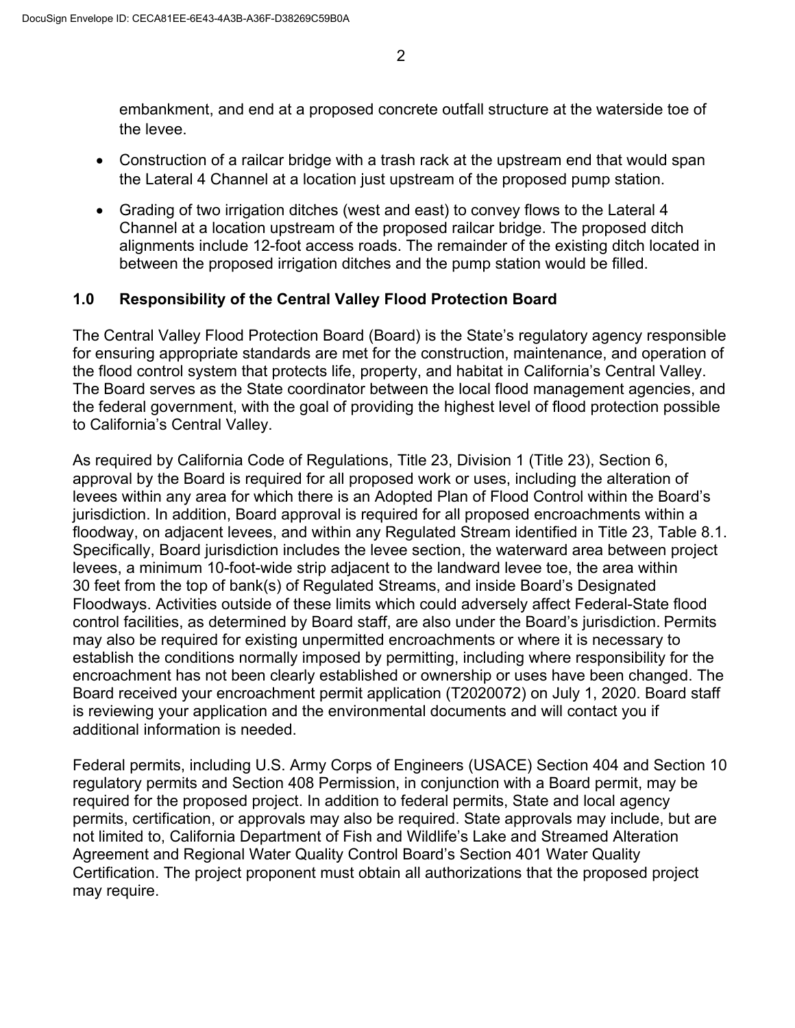embankment, and end at a proposed concrete outfall structure at the waterside toe of the levee.

- Construction of a railcar bridge with a trash rack at the upstream end that would span the Lateral 4 Channel at a location just upstream of the proposed pump station.
- Grading of two irrigation ditches (west and east) to convey flows to the Lateral 4 Channel at a location upstream of the proposed railcar bridge. The proposed ditch alignments include 12-foot access roads. The remainder of the existing ditch located in between the proposed irrigation ditches and the pump station would be filled.

## 1.0 Responsibility of the Central Valley Flood Protection Board

The Central Valley Flood Protection Board (Board) is the State's regulatory agency responsible for ensuring appropriate standards are met for the construction, maintenance, and operation of the flood control system that protects life, property, and habitat in California's Central Valley. The Board serves as the State coordinator between the local flood management agencies, and the federal government, with the goal of providing the highest level of flood protection possible to California's Central Valley.

As required by California Code of Regulations, Title 23, Division 1 (Title 23), Section 6, approval by the Board is required for all proposed work or uses, including the alteration of levees within any area for which there is an Adopted Plan of Flood Control within the Board's jurisdiction. In addition, Board approval is required for all proposed encroachments within a floodway, on adjacent levees, and within any Regulated Stream identified in Title 23, Table 8.1. Specifically, Board jurisdiction includes the levee section, the waterward area between project levees, a minimum 10-foot-wide strip adjacent to the landward levee toe, the area within 30 feet from the top of bank(s) of Regulated Streams, and inside Board's Designated Floodways. Activities outside of these limits which could adversely affect Federal-State flood control facilities, as determined by Board staff, are also under the Board's jurisdiction. Permits may also be required for existing unpermitted encroachments or where it is necessary to establish the conditions normally imposed by permitting, including where responsibility for the encroachment has not been clearly established or ownership or uses have been changed. The Board received your encroachment permit application (T2020072) on July 1, 2020. Board staff is reviewing your application and the environmental documents and will contact you if additional information is needed.

Federal permits, including U.S. Army Corps of Engineers (USACE) Section 404 and Section 10 regulatory permits and Section 408 Permission, in conjunction with a Board permit, may be required for the proposed project. In addition to federal permits, State and local agency permits, certification, or approvals may also be required. State approvals may include, but are not limited to, California Department of Fish and Wildlife's Lake and Streamed Alteration Agreement and Regional Water Quality Control Board's Section 401 Water Quality Certification. The project proponent must obtain all authorizations that the proposed project may require.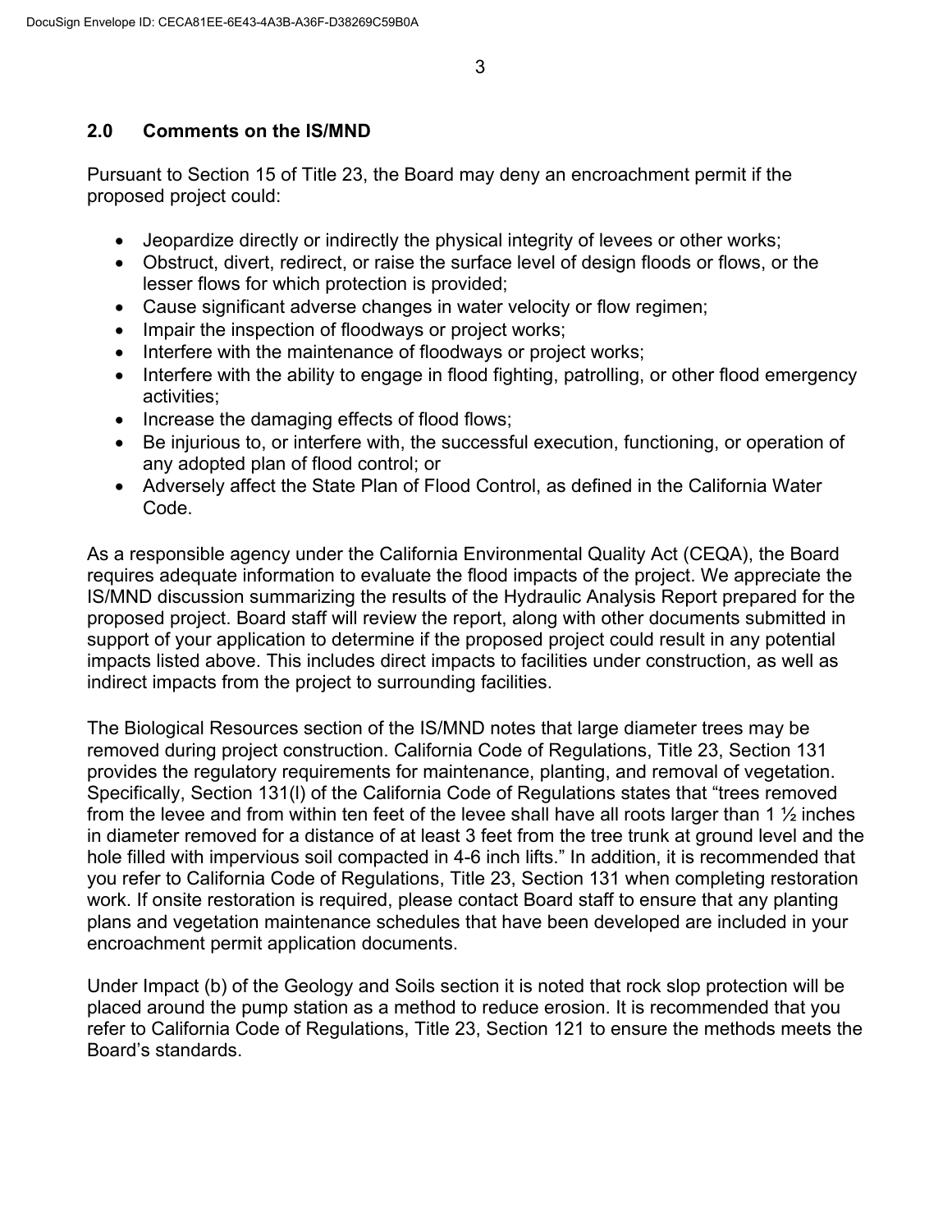## 2.0 Comments on the IS/MND

Pursuant to Section 15 of Title 23, the Board may deny an encroachment permit if the proposed project could:

- Jeopardize directly or indirectly the physical integrity of levees or other works;
- Obstruct, divert, redirect, or raise the surface level of design floods or flows, or the lesser flows for which protection is provided;
- Cause significant adverse changes in water velocity or flow regimen;
- Impair the inspection of floodways or project works;
- Interfere with the maintenance of floodways or project works;
- Interfere with the ability to engage in flood fighting, patrolling, or other flood emergency activities;
- Increase the damaging effects of flood flows;
- Be injurious to, or interfere with, the successful execution, functioning, or operation of any adopted plan of flood control; or
- Adversely affect the State Plan of Flood Control, as defined in the California Water Code.

As a responsible agency under the California Environmental Quality Act (CEQA), the Board requires adequate information to evaluate the flood impacts of the project. We appreciate the IS/MND discussion summarizing the results of the Hydraulic Analysis Report prepared for the proposed project. Board staff will review the report, along with other documents submitted in support of your application to determine if the proposed project could result in any potential impacts listed above. This includes direct impacts to facilities under construction, as well as indirect impacts from the project to surrounding facilities.

The Biological Resources section of the IS/MND notes that large diameter trees may be removed during project construction. California Code of Regulations, Title 23, Section 131 provides the regulatory requirements for maintenance, planting, and removal of vegetation. Specifically, Section 131(l) of the California Code of Regulations states that "trees removed from the levee and from within ten feet of the levee shall have all roots larger than 1 ½ inches in diameter removed for a distance of at least 3 feet from the tree trunk at ground level and the hole filled with impervious soil compacted in 4-6 inch lifts." In addition, it is recommended that you refer to California Code of Regulations, Title 23, Section 131 when completing restoration work. If onsite restoration is required, please contact Board staff to ensure that any planting plans and vegetation maintenance schedules that have been developed are included in your encroachment permit application documents.

Under Impact (b) of the Geology and Soils section it is noted that rock slop protection will be placed around the pump station as a method to reduce erosion. It is recommended that you refer to California Code of Regulations, Title 23, Section 121 to ensure the methods meets the Board's standards.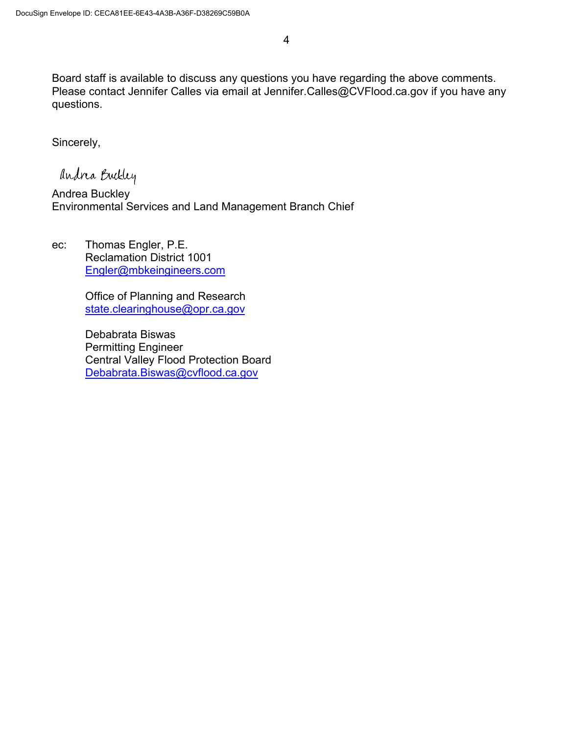Board staff is available to discuss any questions you have regarding the above comments. Please contact Jennifer Calles via email at Jennifer.Calles@CVFlood.ca.gov if you have any questions.

Sincerely,

Andrea Buckley

Andrea Buckley
Environmental Services and Land Management Branch Chief

ec: Thomas Engler, P.E.
Reclamation District 1001
Engler@mbkeingineers.com

Office of Planning and Research
state.clearinghouse@opr.ca.gov

Debabrata Biswas
Permitting Engineer
Central Valley Flood Protection Board
Debabrata.Biswas@cvflood.ca.gov